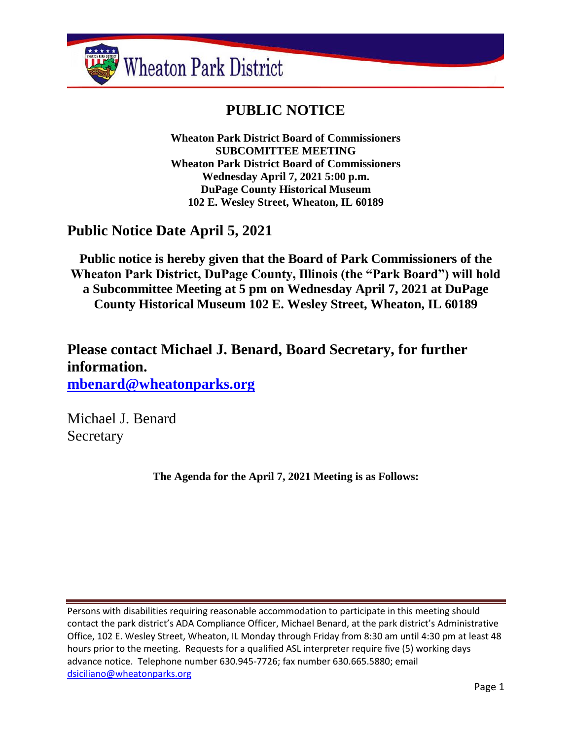Wheaton Park District

# PUBLIC NOTICE

**Wheaton Park District Board of Commissioners**
**SUBCOMITTEE MEETING**
**Wheaton Park District Board of Commissioners**
**Wednesday April 7, 2021 5:00 p.m.**
**DuPage County Historical Museum**
**102 E. Wesley Street, Wheaton, IL 60189**

## Public Notice Date April 5, 2021

**Public notice is hereby given that the Board of Park Commissioners of the Wheaton Park District, DuPage County, Illinois (the "Park Board") will hold a Subcommittee Meeting at 5 pm on Wednesday April 7, 2021 at DuPage County Historical Museum 102 E. Wesley Street, Wheaton, IL 60189**

## Please contact Michael J. Benard, Board Secretary, for further information.

**mbenard@wheatonparks.org**

Michael J. Benard
Secretary

**The Agenda for the April 7, 2021 Meeting is as Follows:**

Persons with disabilities requiring reasonable accommodation to participate in this meeting should contact the park district's ADA Compliance Officer, Michael Benard, at the park district's Administrative Office, 102 E. Wesley Street, Wheaton, IL Monday through Friday from 8:30 am until 4:30 pm at least 48 hours prior to the meeting. Requests for a qualified ASL interpreter require five (5) working days advance notice. Telephone number 630.945-7726; fax number 630.665.5880; email dsiciliano@wheatonparks.org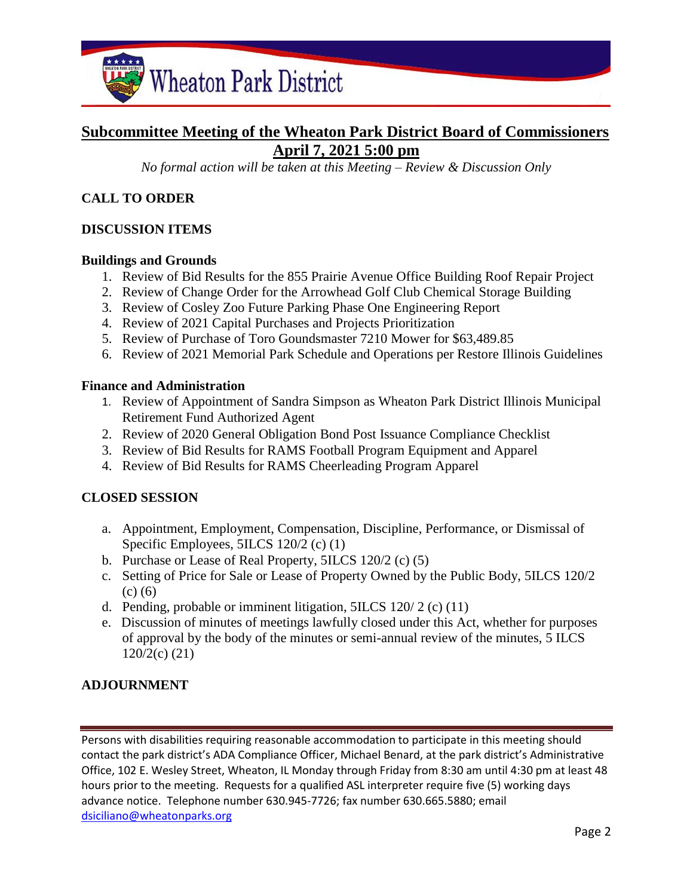# Wheaton Park District

## Subcommittee Meeting of the Wheaton Park District Board of Commissioners
## April 7, 2021 5:00 pm

*No formal action will be taken at this Meeting – Review & Discussion Only*

### CALL TO ORDER

### DISCUSSION ITEMS

**Buildings and Grounds**

1. Review of Bid Results for the 855 Prairie Avenue Office Building Roof Repair Project
2. Review of Change Order for the Arrowhead Golf Club Chemical Storage Building
3. Review of Cosley Zoo Future Parking Phase One Engineering Report
4. Review of 2021 Capital Purchases and Projects Prioritization
5. Review of Purchase of Toro Goundsmaster 7210 Mower for $63,489.85
6. Review of 2021 Memorial Park Schedule and Operations per Restore Illinois Guidelines

**Finance and Administration**

1. Review of Appointment of Sandra Simpson as Wheaton Park District Illinois Municipal Retirement Fund Authorized Agent
2. Review of 2020 General Obligation Bond Post Issuance Compliance Checklist
3. Review of Bid Results for RAMS Football Program Equipment and Apparel
4. Review of Bid Results for RAMS Cheerleading Program Apparel

### CLOSED SESSION

a. Appointment, Employment, Compensation, Discipline, Performance, or Dismissal of Specific Employees, 5ILCS 120/2 (c) (1)
b. Purchase or Lease of Real Property, 5ILCS 120/2 (c) (5)
c. Setting of Price for Sale or Lease of Property Owned by the Public Body, 5ILCS 120/2 (c) (6)
d. Pending, probable or imminent litigation, 5ILCS 120/ 2 (c) (11)
e. Discussion of minutes of meetings lawfully closed under this Act, whether for purposes of approval by the body of the minutes or semi-annual review of the minutes, 5 ILCS 120/2(c) (21)

### ADJOURNMENT

---

Persons with disabilities requiring reasonable accommodation to participate in this meeting should contact the park district's ADA Compliance Officer, Michael Benard, at the park district's Administrative Office, 102 E. Wesley Street, Wheaton, IL Monday through Friday from 8:30 am until 4:30 pm at least 48 hours prior to the meeting. Requests for a qualified ASL interpreter require five (5) working days advance notice. Telephone number 630.945-7726; fax number 630.665.5880; email dsiciliano@wheatonparks.org